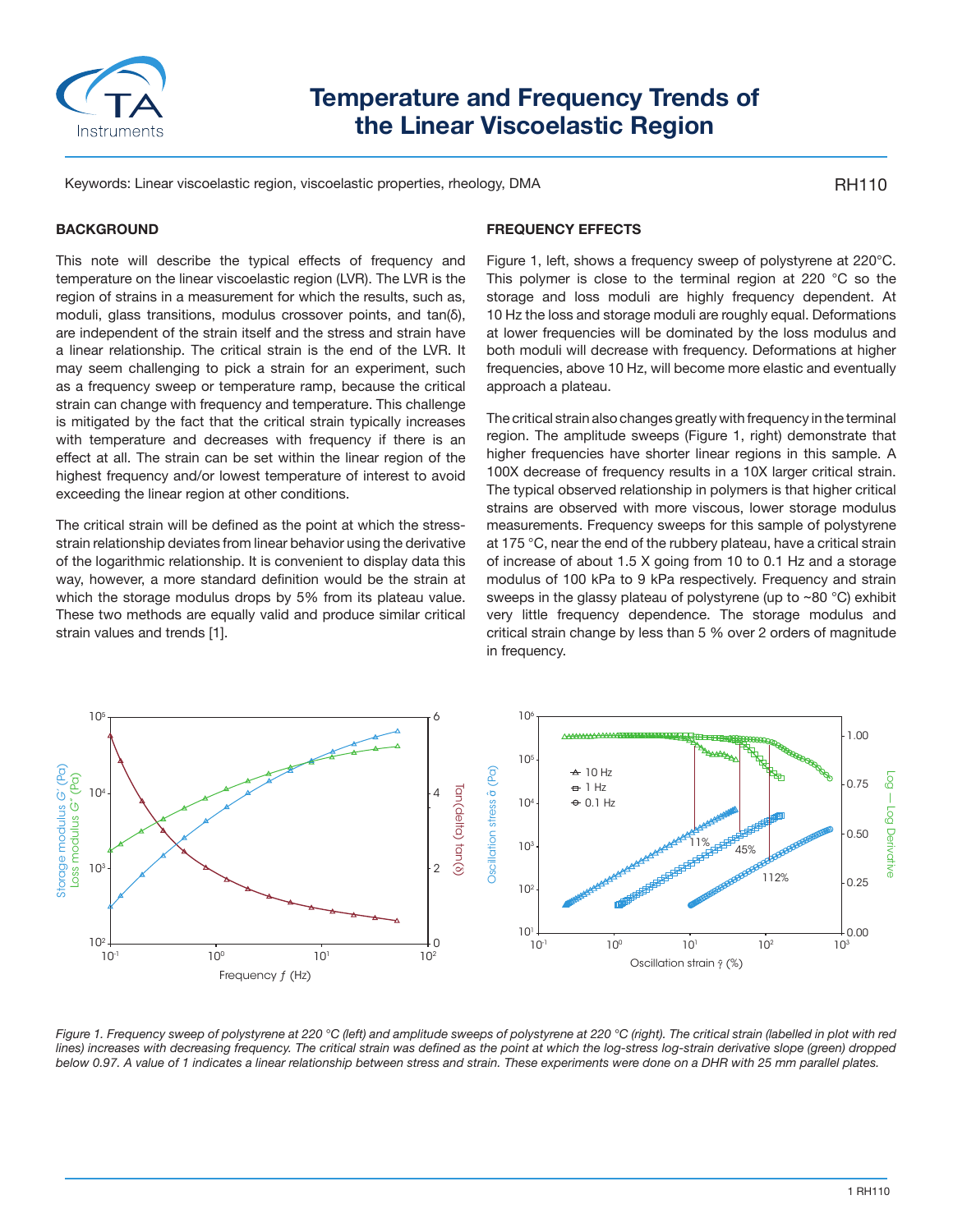# Temperature and Frequency Trends of the Linear Viscoelastic Region

Keywords: Linear viscoelastic region, viscoelastic properties, rheology, DMA

RH110

## BACKGROUND

This note will describe the typical effects of frequency and temperature on the linear viscoelastic region (LVR). The LVR is the region of strains in a measurement for which the results, such as, moduli, glass transitions, modulus crossover points, and tan(δ), are independent of the strain itself and the stress and strain have a linear relationship. The critical strain is the end of the LVR. It may seem challenging to pick a strain for an experiment, such as a frequency sweep or temperature ramp, because the critical strain can change with frequency and temperature. This challenge is mitigated by the fact that the critical strain typically increases with temperature and decreases with frequency if there is an effect at all. The strain can be set within the linear region of the highest frequency and/or lowest temperature of interest to avoid exceeding the linear region at other conditions.

The critical strain will be defined as the point at which the stress-strain relationship deviates from linear behavior using the derivative of the logarithmic relationship. It is convenient to display data this way, however, a more standard definition would be the strain at which the storage modulus drops by 5% from its plateau value. These two methods are equally valid and produce similar critical strain values and trends [1].

## FREQUENCY EFFECTS

Figure 1, left, shows a frequency sweep of polystyrene at 220°C. This polymer is close to the terminal region at 220 °C so the storage and loss moduli are highly frequency dependent. At 10 Hz the loss and storage moduli are roughly equal. Deformations at lower frequencies will be dominated by the loss modulus and both moduli will decrease with frequency. Deformations at higher frequencies, above 10 Hz, will become more elastic and eventually approach a plateau.

The critical strain also changes greatly with frequency in the terminal region. The amplitude sweeps (Figure 1, right) demonstrate that higher frequencies have shorter linear regions in this sample. A 100X decrease of frequency results in a 10X larger critical strain. The typical observed relationship in polymers is that higher critical strains are observed with more viscous, lower storage modulus measurements. Frequency sweeps for this sample of polystyrene at 175 °C, near the end of the rubbery plateau, have a critical strain of increase of about 1.5 X going from 10 to 0.1 Hz and a storage modulus of 100 kPa to 9 kPa respectively. Frequency and strain sweeps in the glassy plateau of polystyrene (up to ~80 °C) exhibit very little frequency dependence. The storage modulus and critical strain change by less than 5 % over 2 orders of magnitude in frequency.

*Figure 1. Frequency sweep of polystyrene at 220 °C (left) and amplitude sweeps of polystyrene at 220 °C (right). The critical strain (labelled in plot with red lines) increases with decreasing frequency. The critical strain was defined as the point at which the log-stress log-strain derivative slope (green) dropped below 0.97. A value of 1 indicates a linear relationship between stress and strain. These experiments were done on a DHR with 25 mm parallel plates.*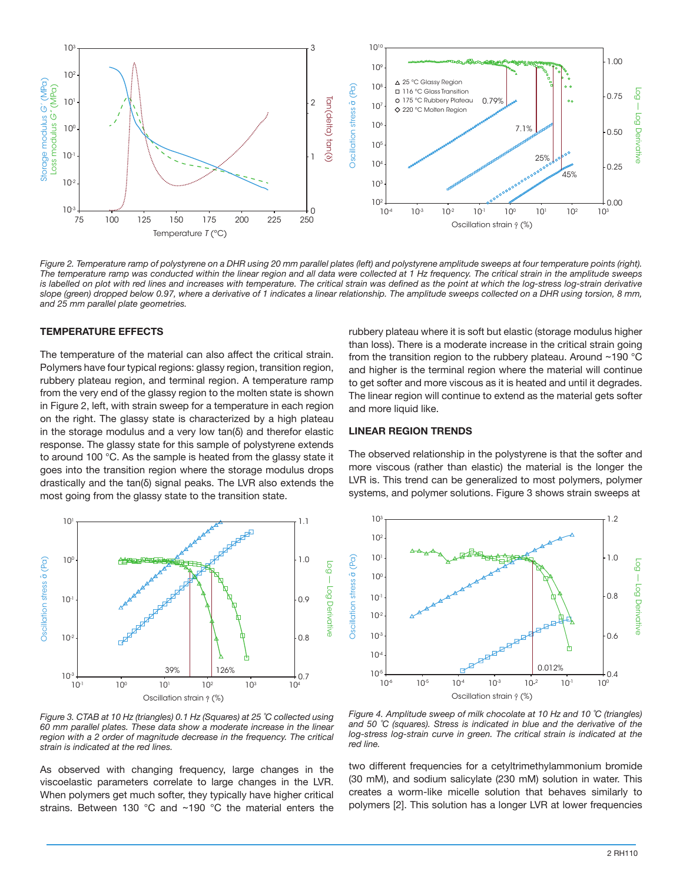*Figure 2. Temperature ramp of polystyrene on a DHR using 20 mm parallel plates (left) and polystyrene amplitude sweeps at four temperature points (right). The temperature ramp was conducted within the linear region and all data were collected at 1 Hz frequency. The critical strain in the amplitude sweeps is labelled on plot with red lines and increases with temperature. The critical strain was defined as the point at which the log-stress log-strain derivative slope (green) dropped below 0.97, where a derivative of 1 indicates a linear relationship. The amplitude sweeps collected on a DHR using torsion, 8 mm, and 25 mm parallel plate geometries.*

## TEMPERATURE EFFECTS

The temperature of the material can also affect the critical strain. Polymers have four typical regions: glassy region, transition region, rubbery plateau region, and terminal region. A temperature ramp from the very end of the glassy region to the molten state is shown in Figure 2, left, with strain sweep for a temperature in each region on the right. The glassy state is characterized by a high plateau in the storage modulus and a very low tan(δ) and therefor elastic response. The glassy state for this sample of polystyrene extends to around 100 °C. As the sample is heated from the glassy state it goes into the transition region where the storage modulus drops drastically and the tan(δ) signal peaks. The LVR also extends the most going from the glassy state to the transition state. rubbery plateau where it is soft but elastic (storage modulus higher than loss). There is a moderate increase in the critical strain going from the transition region to the rubbery plateau. Around ~190 °C and higher is the terminal region where the material will continue to get softer and more viscous as it is heated and until it degrades. The linear region will continue to extend as the material gets softer and more liquid like.

## LINEAR REGION TRENDS

The observed relationship in the polystyrene is that the softer and more viscous (rather than elastic) the material is the longer the LVR is. This trend can be generalized to most polymers, polymer systems, and polymer solutions. Figure 3 shows strain sweeps at two different frequencies for a cetyltrimethylammonium bromide (30 mM), and sodium salicylate (230 mM) solution in water. This creates a worm-like micelle solution that behaves similarly to polymers [2]. This solution has a longer LVR at lower frequencies

*Figure 3. CTAB at 10 Hz (triangles) 0.1 Hz (Squares) at 25 °C collected using 60 mm parallel plates. These data show a moderate increase in the linear region with a 2 order of magnitude decrease in the frequency. The critical strain is indicated at the red lines.*

*Figure 4. Amplitude sweep of milk chocolate at 10 Hz and 10 °C (triangles) and 50 °C (squares). Stress is indicated in blue and the derivative of the log-stress log-strain curve in green. The critical strain is indicated at the red line.*

As observed with changing frequency, large changes in the viscoelastic parameters correlate to large changes in the LVR. When polymers get much softer, they typically have higher critical strains. Between 130 °C and ~190 °C the material enters the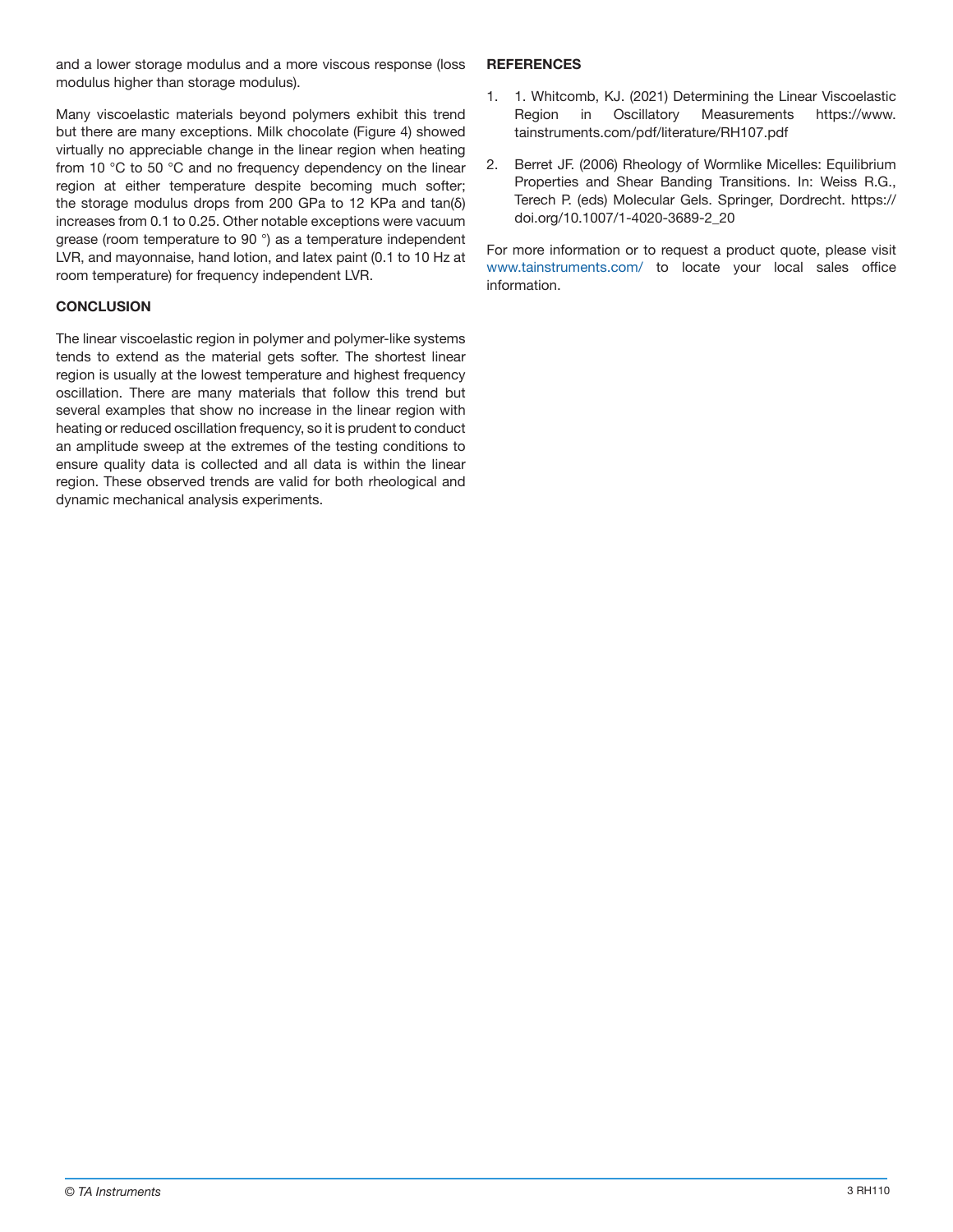and a lower storage modulus and a more viscous response (loss modulus higher than storage modulus).

Many viscoelastic materials beyond polymers exhibit this trend but there are many exceptions. Milk chocolate (Figure 4) showed virtually no appreciable change in the linear region when heating from 10 °C to 50 °C and no frequency dependency on the linear region at either temperature despite becoming much softer; the storage modulus drops from 200 GPa to 12 KPa and tan(δ) increases from 0.1 to 0.25. Other notable exceptions were vacuum grease (room temperature to 90 °) as a temperature independent LVR, and mayonnaise, hand lotion, and latex paint (0.1 to 10 Hz at room temperature) for frequency independent LVR.

## CONCLUSION

The linear viscoelastic region in polymer and polymer-like systems tends to extend as the material gets softer. The shortest linear region is usually at the lowest temperature and highest frequency oscillation. There are many materials that follow this trend but several examples that show no increase in the linear region with heating or reduced oscillation frequency, so it is prudent to conduct an amplitude sweep at the extremes of the testing conditions to ensure quality data is collected and all data is within the linear region. These observed trends are valid for both rheological and dynamic mechanical analysis experiments.

## REFERENCES

1. 1. Whitcomb, KJ. (2021) Determining the Linear Viscoelastic Region in Oscillatory Measurements https://www.tainstruments.com/pdf/literature/RH107.pdf
2. Berret JF. (2006) Rheology of Wormlike Micelles: Equilibrium Properties and Shear Banding Transitions. In: Weiss R.G., Terech P. (eds) Molecular Gels. Springer, Dordrecht. https://doi.org/10.1007/1-4020-3689-2_20

For more information or to request a product quote, please visit www.tainstruments.com/ to locate your local sales office information.